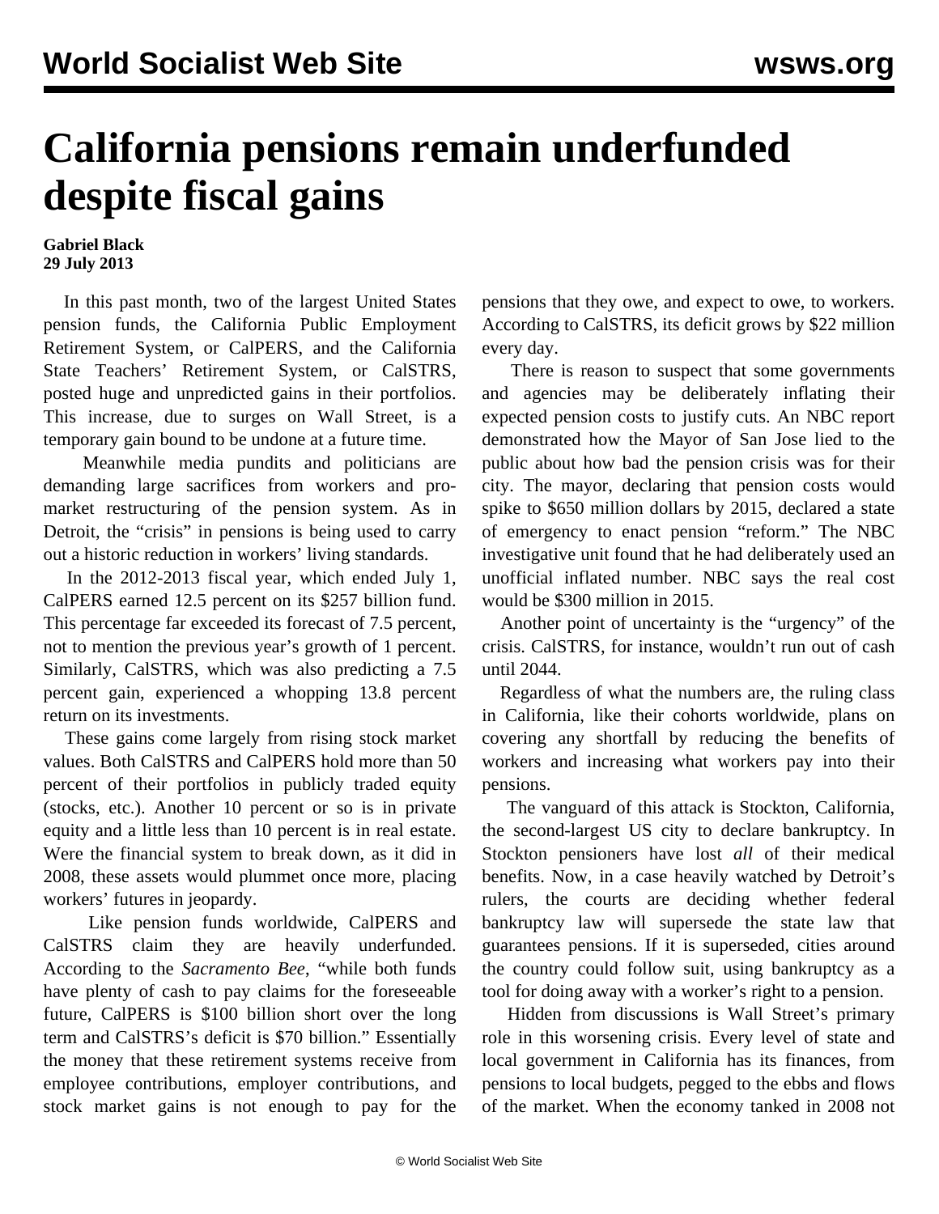# California pensions remain underfunded despite fiscal gains

**Gabriel Black**
**29 July 2013**

In this past month, two of the largest United States pension funds, the California Public Employment Retirement System, or CalPERS, and the California State Teachers' Retirement System, or CalSTRS, posted huge and unpredicted gains in their portfolios. This increase, due to surges on Wall Street, is a temporary gain bound to be undone at a future time.

Meanwhile media pundits and politicians are demanding large sacrifices from workers and pro-market restructuring of the pension system. As in Detroit, the "crisis" in pensions is being used to carry out a historic reduction in workers' living standards.

In the 2012-2013 fiscal year, which ended July 1, CalPERS earned 12.5 percent on its $257 billion fund. This percentage far exceeded its forecast of 7.5 percent, not to mention the previous year's growth of 1 percent. Similarly, CalSTRS, which was also predicting a 7.5 percent gain, experienced a whopping 13.8 percent return on its investments.

These gains come largely from rising stock market values. Both CalSTRS and CalPERS hold more than 50 percent of their portfolios in publicly traded equity (stocks, etc.). Another 10 percent or so is in private equity and a little less than 10 percent is in real estate. Were the financial system to break down, as it did in 2008, these assets would plummet once more, placing workers' futures in jeopardy.

Like pension funds worldwide, CalPERS and CalSTRS claim they are heavily underfunded. According to the *Sacramento Bee*, "while both funds have plenty of cash to pay claims for the foreseeable future, CalPERS is $100 billion short over the long term and CalSTRS's deficit is $70 billion." Essentially the money that these retirement systems receive from employee contributions, employer contributions, and stock market gains is not enough to pay for the pensions that they owe, and expect to owe, to workers. According to CalSTRS, its deficit grows by $22 million every day.

There is reason to suspect that some governments and agencies may be deliberately inflating their expected pension costs to justify cuts. An NBC report demonstrated how the Mayor of San Jose lied to the public about how bad the pension crisis was for their city. The mayor, declaring that pension costs would spike to $650 million dollars by 2015, declared a state of emergency to enact pension "reform." The NBC investigative unit found that he had deliberately used an unofficial inflated number. NBC says the real cost would be $300 million in 2015.

Another point of uncertainty is the "urgency" of the crisis. CalSTRS, for instance, wouldn't run out of cash until 2044.

Regardless of what the numbers are, the ruling class in California, like their cohorts worldwide, plans on covering any shortfall by reducing the benefits of workers and increasing what workers pay into their pensions.

The vanguard of this attack is Stockton, California, the second-largest US city to declare bankruptcy. In Stockton pensioners have lost *all* of their medical benefits. Now, in a case heavily watched by Detroit's rulers, the courts are deciding whether federal bankruptcy law will supersede the state law that guarantees pensions. If it is superseded, cities around the country could follow suit, using bankruptcy as a tool for doing away with a worker's right to a pension.

Hidden from discussions is Wall Street's primary role in this worsening crisis. Every level of state and local government in California has its finances, from pensions to local budgets, pegged to the ebbs and flows of the market. When the economy tanked in 2008 not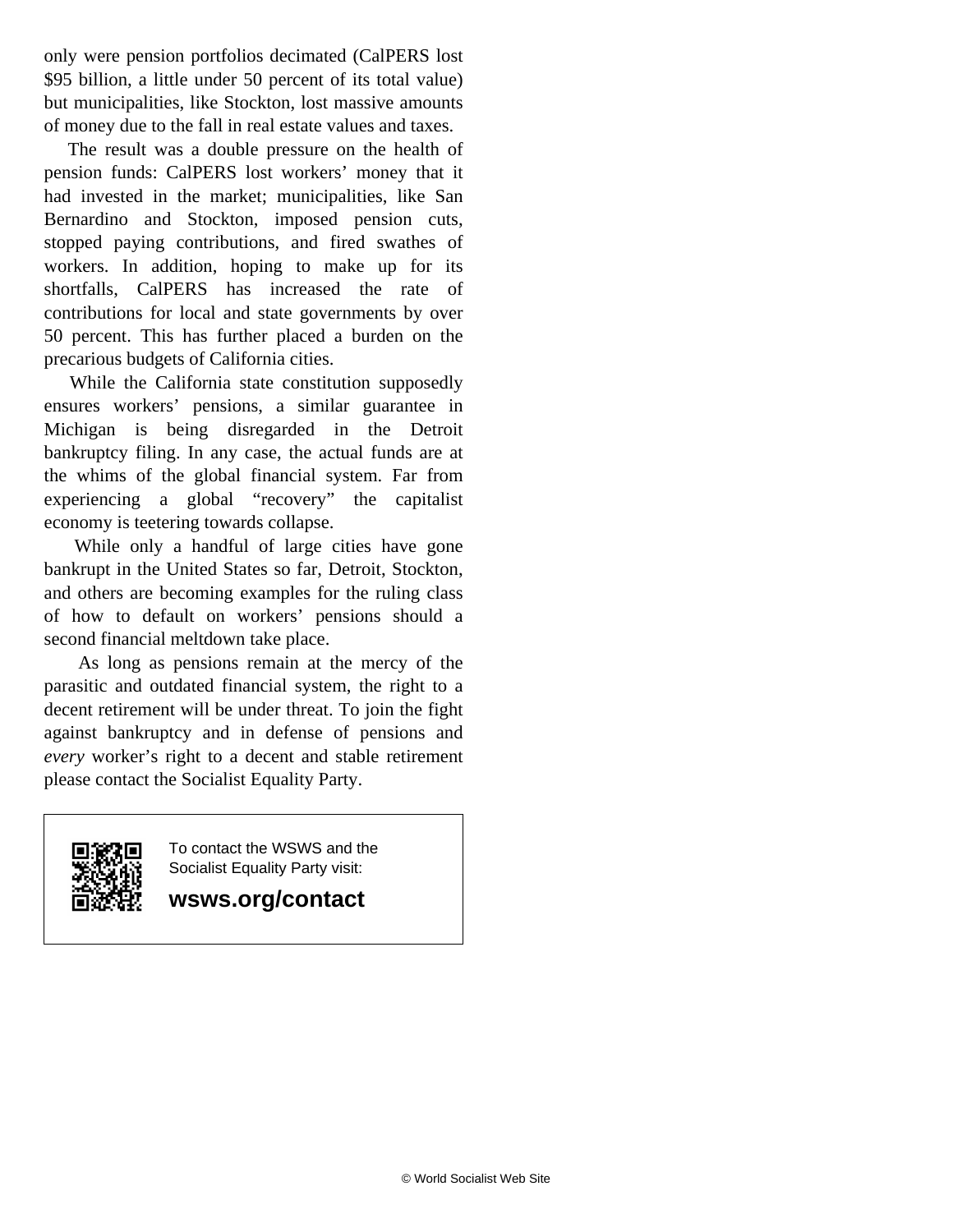only were pension portfolios decimated (CalPERS lost $95 billion, a little under 50 percent of its total value) but municipalities, like Stockton, lost massive amounts of money due to the fall in real estate values and taxes.

The result was a double pressure on the health of pension funds: CalPERS lost workers' money that it had invested in the market; municipalities, like San Bernardino and Stockton, imposed pension cuts, stopped paying contributions, and fired swathes of workers. In addition, hoping to make up for its shortfalls, CalPERS has increased the rate of contributions for local and state governments by over 50 percent. This has further placed a burden on the precarious budgets of California cities.

While the California state constitution supposedly ensures workers' pensions, a similar guarantee in Michigan is being disregarded in the Detroit bankruptcy filing. In any case, the actual funds are at the whims of the global financial system. Far from experiencing a global "recovery" the capitalist economy is teetering towards collapse.

While only a handful of large cities have gone bankrupt in the United States so far, Detroit, Stockton, and others are becoming examples for the ruling class of how to default on workers' pensions should a second financial meltdown take place.

As long as pensions remain at the mercy of the parasitic and outdated financial system, the right to a decent retirement will be under threat. To join the fight against bankruptcy and in defense of pensions and *every* worker's right to a decent and stable retirement please contact the Socialist Equality Party.

To contact the WSWS and the Socialist Equality Party visit:

**wsws.org/contact**

© World Socialist Web Site